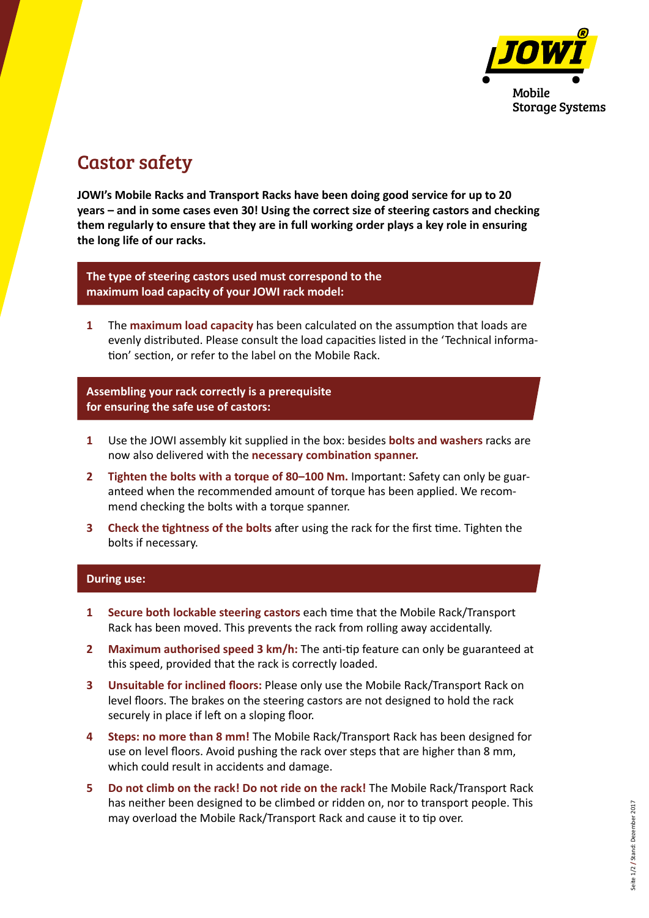JOWI®

Mobile Storage Systems

# Castor safety

**JOWI's Mobile Racks and Transport Racks have been doing good service for up to 20 years – and in some cases even 30! Using the correct size of steering castors and checking them regularly to ensure that they are in full working order plays a key role in ensuring the long life of our racks.**

## The type of steering castors used must correspond to the maximum load capacity of your JOWI rack model:

1. The **maximum load capacity** has been calculated on the assumption that loads are evenly distributed. Please consult the load capacities listed in the 'Technical information' section, or refer to the label on the Mobile Rack.

## Assembling your rack correctly is a prerequisite for ensuring the safe use of castors:

1. Use the JOWI assembly kit supplied in the box: besides **bolts and washers** racks are now also delivered with the **necessary combination spanner.**
2. **Tighten the bolts with a torque of 80–100 Nm.** Important: Safety can only be guaranteed when the recommended amount of torque has been applied. We recommend checking the bolts with a torque spanner.
3. **Check the tightness of the bolts** after using the rack for the first time. Tighten the bolts if necessary.

## During use:

1. **Secure both lockable steering castors** each time that the Mobile Rack/Transport Rack has been moved. This prevents the rack from rolling away accidentally.
2. **Maximum authorised speed 3 km/h:** The anti-tip feature can only be guaranteed at this speed, provided that the rack is correctly loaded.
3. **Unsuitable for inclined floors:** Please only use the Mobile Rack/Transport Rack on level floors. The brakes on the steering castors are not designed to hold the rack securely in place if left on a sloping floor.
4. **Steps: no more than 8 mm!** The Mobile Rack/Transport Rack has been designed for use on level floors. Avoid pushing the rack over steps that are higher than 8 mm, which could result in accidents and damage.
5. **Do not climb on the rack! Do not ride on the rack!** The Mobile Rack/Transport Rack has neither been designed to be climbed or ridden on, nor to transport people. This may overload the Mobile Rack/Transport Rack and cause it to tip over.

Stand: Dezember 2017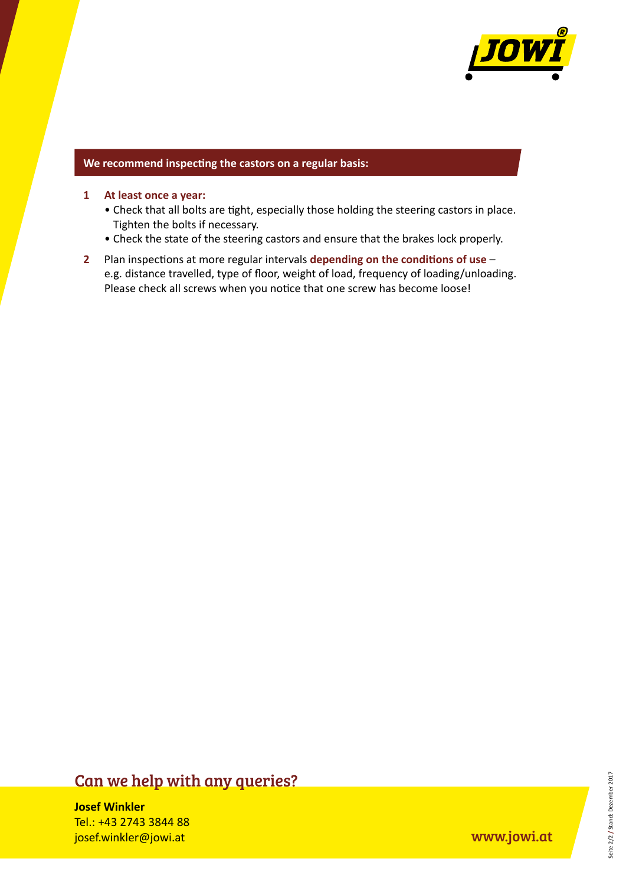## We recommend inspecting the castors on a regular basis:

1. **At least once a year:**
   - Check that all bolts are tight, especially those holding the steering castors in place. Tighten the bolts if necessary.
   - Check the state of the steering castors and ensure that the brakes lock properly.
2. Plan inspections at more regular intervals **depending on the conditions of use** – e.g. distance travelled, type of floor, weight of load, frequency of loading/unloading. Please check all screws when you notice that one screw has become loose!

## Can we help with any queries?

**Josef Winkler**
Tel.: +43 2743 3844 88
josef.winkler@jowi.at

www.jowi.at

Seite 2/2 / Stand: Dezember 2017